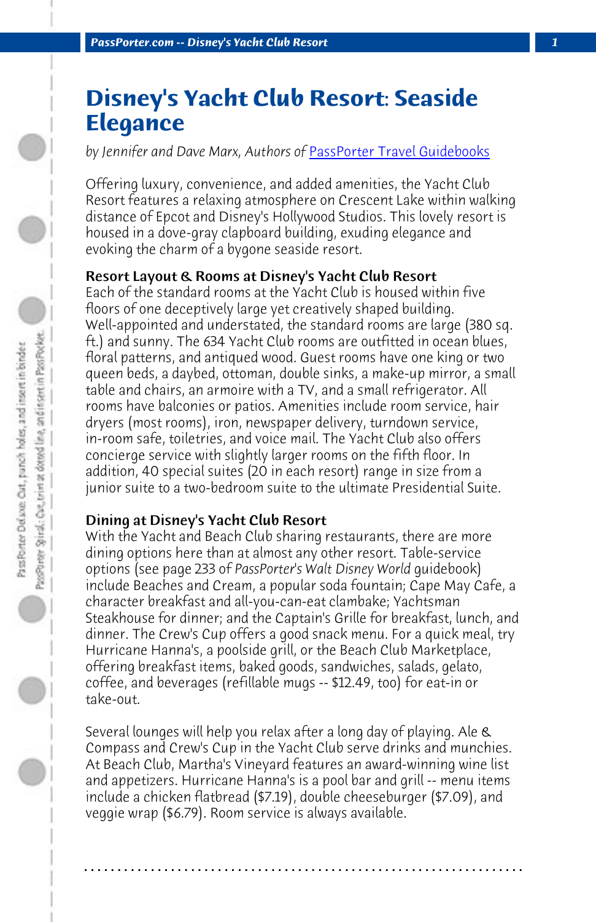# Disney's Yacht Club Resort: Seaside Elegance

*by Jennifer and Dave Marx, Authors of* PassPorter Travel Guidebooks

Offering luxury, convenience, and added amenities, the Yacht Club Resort features a relaxing atmosphere on Crescent Lake within walking distance of Epcot and Disney's Hollywood Studios. This lovely resort is housed in a dove-gray clapboard building, exuding elegance and evoking the charm of a bygone seaside resort.

**Resort Layout & Rooms at Disney's Yacht Club Resort**

Each of the standard rooms at the Yacht Club is housed within five floors of one deceptively large yet creatively shaped building. Well-appointed and understated, the standard rooms are large (380 sq. ft.) and sunny. The 634 Yacht Club rooms are outfitted in ocean blues, floral patterns, and antiqued wood. Guest rooms have one king or two queen beds, a daybed, ottoman, double sinks, a make-up mirror, a small table and chairs, an armoire with a TV, and a small refrigerator. All rooms have balconies or patios. Amenities include room service, hair dryers (most rooms), iron, newspaper delivery, turndown service, in-room safe, toiletries, and voice mail. The Yacht Club also offers concierge service with slightly larger rooms on the fifth floor. In addition, 40 special suites (20 in each resort) range in size from a junior suite to a two-bedroom suite to the ultimate Presidential Suite.

**Dining at Disney's Yacht Club Resort**

With the Yacht and Beach Club sharing restaurants, there are more dining options here than at almost any other resort. Table-service options (see page 233 of *PassPorter's Walt Disney World* guidebook) include Beaches and Cream, a popular soda fountain; Cape May Cafe, a character breakfast and all-you-can-eat clambake; Yachtsman Steakhouse for dinner; and the Captain's Grille for breakfast, lunch, and dinner. The Crew's Cup offers a good snack menu. For a quick meal, try Hurricane Hanna's, a poolside grill, or the Beach Club Marketplace, offering breakfast items, baked goods, sandwiches, salads, gelato, coffee, and beverages (refillable mugs -- $12.49, too) for eat-in or take-out.

Several lounges will help you relax after a long day of playing. Ale & Compass and Crew's Cup in the Yacht Club serve drinks and munchies. At Beach Club, Martha's Vineyard features an award-winning wine list and appetizers. Hurricane Hanna's is a pool bar and grill -- menu items include a chicken flatbread ($7.19), double cheeseburger ($7.09), and veggie wrap ($6.79). Room service is always available.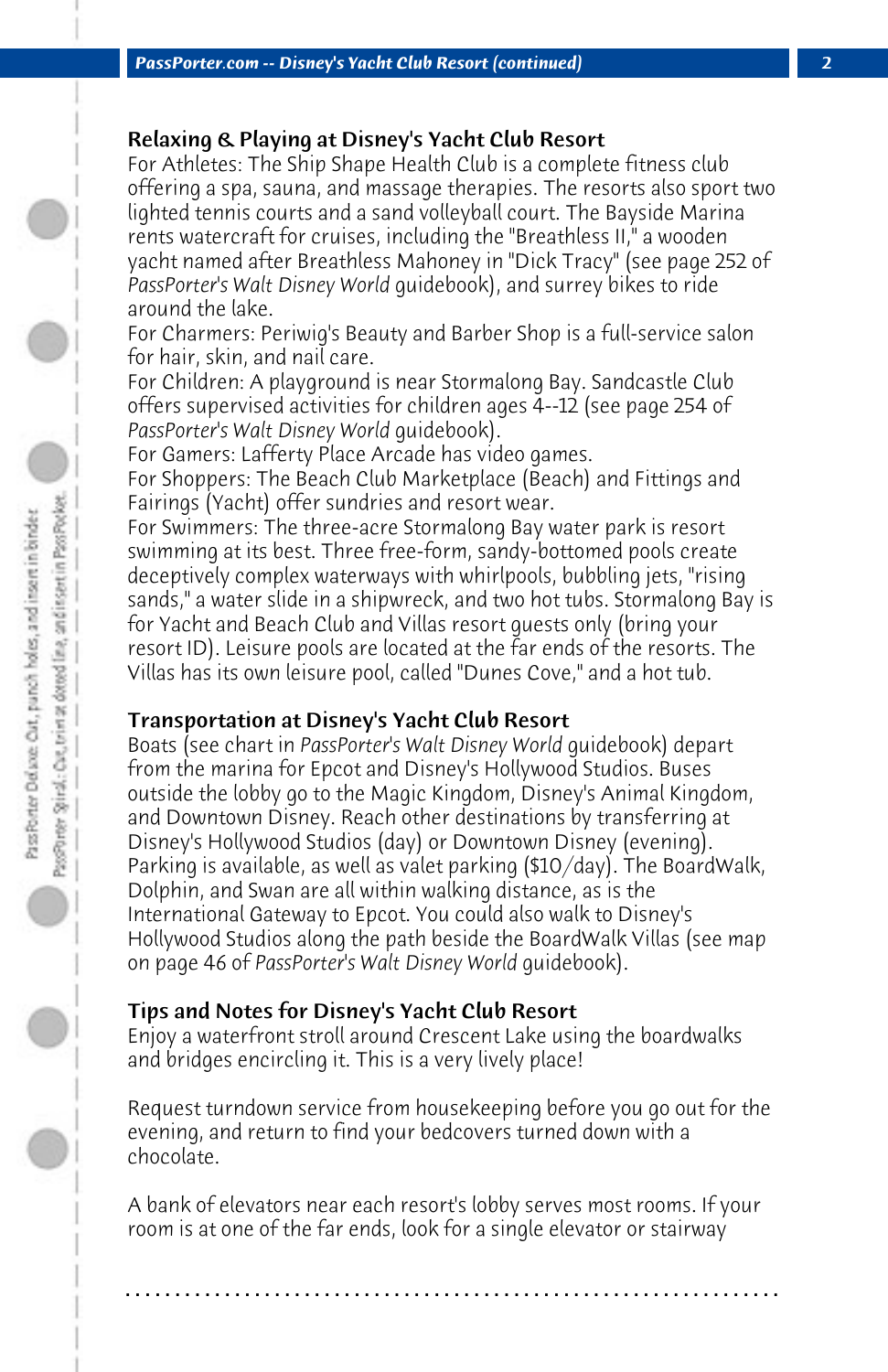## Relaxing & Playing at Disney's Yacht Club Resort

For Athletes: The Ship Shape Health Club is a complete fitness club offering a spa, sauna, and massage therapies. The resorts also sport two lighted tennis courts and a sand volleyball court. The Bayside Marina rents watercraft for cruises, including the "Breathless II," a wooden yacht named after Breathless Mahoney in "Dick Tracy" (see page 252 of *PassPorter's Walt Disney World* guidebook), and surrey bikes to ride around the lake.

For Charmers: Periwig's Beauty and Barber Shop is a full-service salon for hair, skin, and nail care.

For Children: A playground is near Stormalong Bay. Sandcastle Club offers supervised activities for children ages 4--12 (see page 254 of *PassPorter's Walt Disney World* guidebook).

For Gamers: Lafferty Place Arcade has video games.

For Shoppers: The Beach Club Marketplace (Beach) and Fittings and Fairings (Yacht) offer sundries and resort wear.

For Swimmers: The three-acre Stormalong Bay water park is resort swimming at its best. Three free-form, sandy-bottomed pools create deceptively complex waterways with whirlpools, bubbling jets, "rising sands," a water slide in a shipwreck, and two hot tubs. Stormalong Bay is for Yacht and Beach Club and Villas resort guests only (bring your resort ID). Leisure pools are located at the far ends of the resorts. The Villas has its own leisure pool, called "Dunes Cove," and a hot tub.

## Transportation at Disney's Yacht Club Resort

Boats (see chart in *PassPorter's Walt Disney World* guidebook) depart from the marina for Epcot and Disney's Hollywood Studios. Buses outside the lobby go to the Magic Kingdom, Disney's Animal Kingdom, and Downtown Disney. Reach other destinations by transferring at Disney's Hollywood Studios (day) or Downtown Disney (evening). Parking is available, as well as valet parking ($10/day). The BoardWalk, Dolphin, and Swan are all within walking distance, as is the International Gateway to Epcot. You could also walk to Disney's Hollywood Studios along the path beside the BoardWalk Villas (see map on page 46 of *PassPorter's Walt Disney World* guidebook).

## Tips and Notes for Disney's Yacht Club Resort

Enjoy a waterfront stroll around Crescent Lake using the boardwalks and bridges encircling it. This is a very lively place!

Request turndown service from housekeeping before you go out for the evening, and return to find your bedcovers turned down with a chocolate.

A bank of elevators near each resort's lobby serves most rooms. If your room is at one of the far ends, look for a single elevator or stairway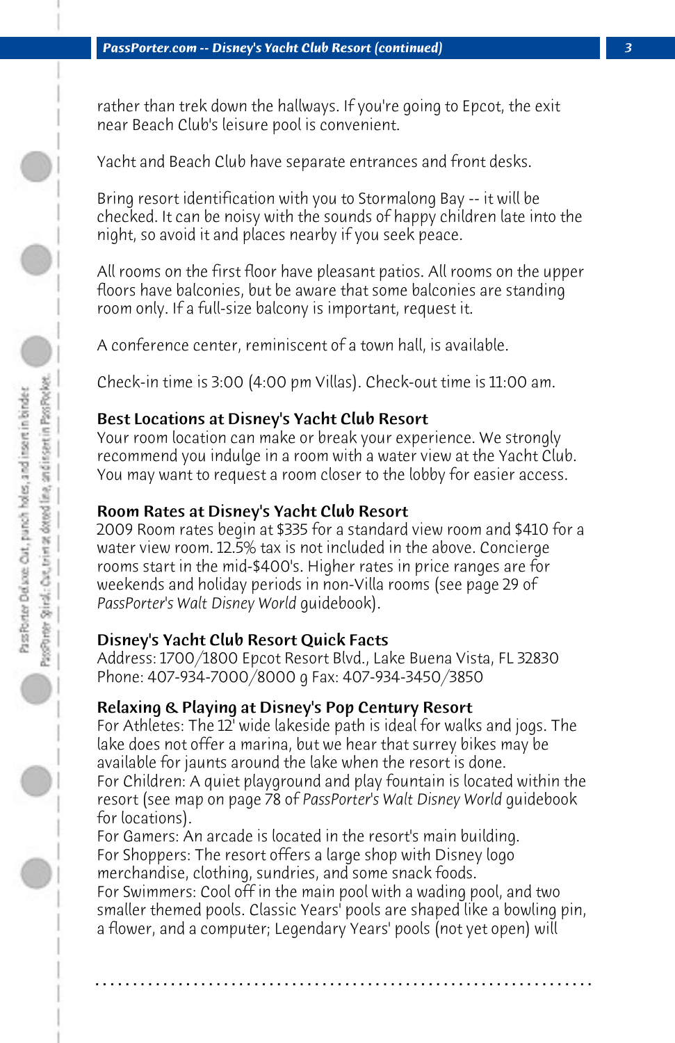rather than trek down the hallways. If you're going to Epcot, the exit near Beach Club's leisure pool is convenient.

Yacht and Beach Club have separate entrances and front desks.

Bring resort identification with you to Stormalong Bay -- it will be checked. It can be noisy with the sounds of happy children late into the night, so avoid it and places nearby if you seek peace.

All rooms on the first floor have pleasant patios. All rooms on the upper floors have balconies, but be aware that some balconies are standing room only. If a full-size balcony is important, request it.

A conference center, reminiscent of a town hall, is available.

Check-in time is 3:00 (4:00 pm Villas). Check-out time is 11:00 am.

**Best Locations at Disney's Yacht Club Resort**
Your room location can make or break your experience. We strongly recommend you indulge in a room with a water view at the Yacht Club. You may want to request a room closer to the lobby for easier access.

**Room Rates at Disney's Yacht Club Resort**
2009 Room rates begin at $335 for a standard view room and $410 for a water view room. 12.5% tax is not included in the above. Concierge rooms start in the mid-$400's. Higher rates in price ranges are for weekends and holiday periods in non-Villa rooms (see page 29 of *PassPorter's Walt Disney World* guidebook).

**Disney's Yacht Club Resort Quick Facts**
Address: 1700/1800 Epcot Resort Blvd., Lake Buena Vista, FL 32830
Phone: 407-934-7000/8000 g Fax: 407-934-3450/3850

**Relaxing & Playing at Disney's Pop Century Resort**
For Athletes: The 12' wide lakeside path is ideal for walks and jogs. The lake does not offer a marina, but we hear that surrey bikes may be available for jaunts around the lake when the resort is done.
For Children: A quiet playground and play fountain is located within the resort (see map on page 78 of *PassPorter's Walt Disney World* guidebook for locations).
For Gamers: An arcade is located in the resort's main building.
For Shoppers: The resort offers a large shop with Disney logo merchandise, clothing, sundries, and some snack foods.
For Swimmers: Cool off in the main pool with a wading pool, and two smaller themed pools. Classic Years' pools are shaped like a bowling pin, a flower, and a computer; Legendary Years' pools (not yet open) will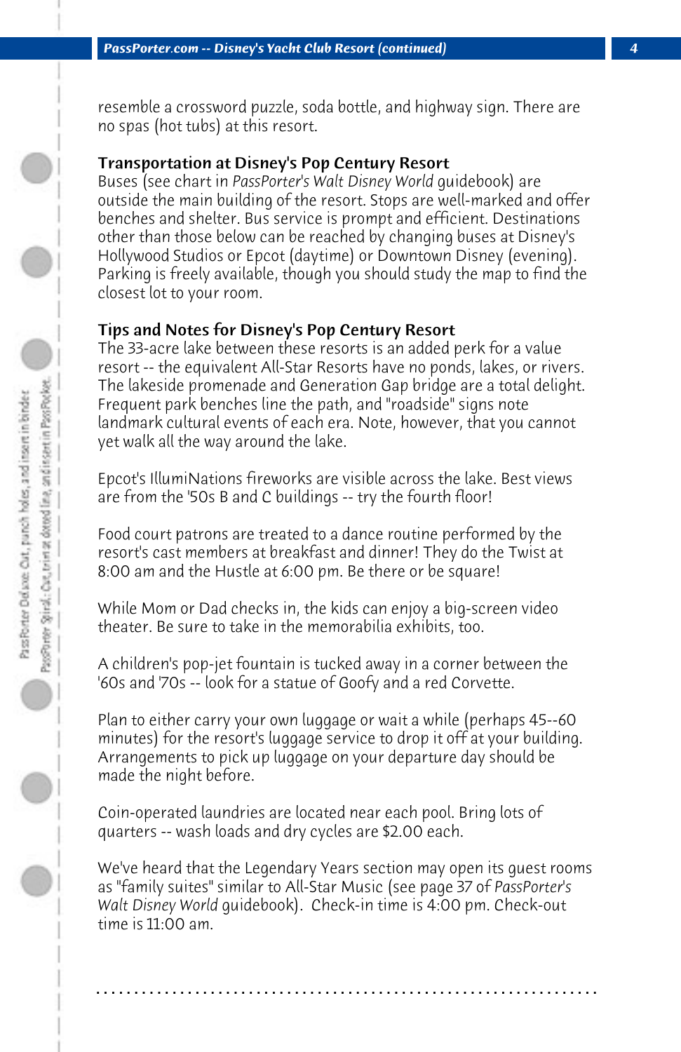resemble a crossword puzzle, soda bottle, and highway sign. There are no spas (hot tubs) at this resort.

## Transportation at Disney's Pop Century Resort

Buses (see chart in *PassPorter's Walt Disney World* guidebook) are outside the main building of the resort. Stops are well-marked and offer benches and shelter. Bus service is prompt and efficient. Destinations other than those below can be reached by changing buses at Disney's Hollywood Studios or Epcot (daytime) or Downtown Disney (evening). Parking is freely available, though you should study the map to find the closest lot to your room.

## Tips and Notes for Disney's Pop Century Resort

The 33-acre lake between these resorts is an added perk for a value resort -- the equivalent All-Star Resorts have no ponds, lakes, or rivers. The lakeside promenade and Generation Gap bridge are a total delight. Frequent park benches line the path, and "roadside" signs note landmark cultural events of each era. Note, however, that you cannot yet walk all the way around the lake.

Epcot's IllumiNations fireworks are visible across the lake. Best views are from the '50s B and C buildings -- try the fourth floor!

Food court patrons are treated to a dance routine performed by the resort's cast members at breakfast and dinner! They do the Twist at 8:00 am and the Hustle at 6:00 pm. Be there or be square!

While Mom or Dad checks in, the kids can enjoy a big-screen video theater. Be sure to take in the memorabilia exhibits, too.

A children's pop-jet fountain is tucked away in a corner between the '60s and '70s -- look for a statue of Goofy and a red Corvette.

Plan to either carry your own luggage or wait a while (perhaps 45--60 minutes) for the resort's luggage service to drop it off at your building. Arrangements to pick up luggage on your departure day should be made the night before.

Coin-operated laundries are located near each pool. Bring lots of quarters -- wash loads and dry cycles are $2.00 each.

We've heard that the Legendary Years section may open its guest rooms as "family suites" similar to All-Star Music (see page 37 of *PassPorter's Walt Disney World* guidebook). Check-in time is 4:00 pm. Check-out time is 11:00 am.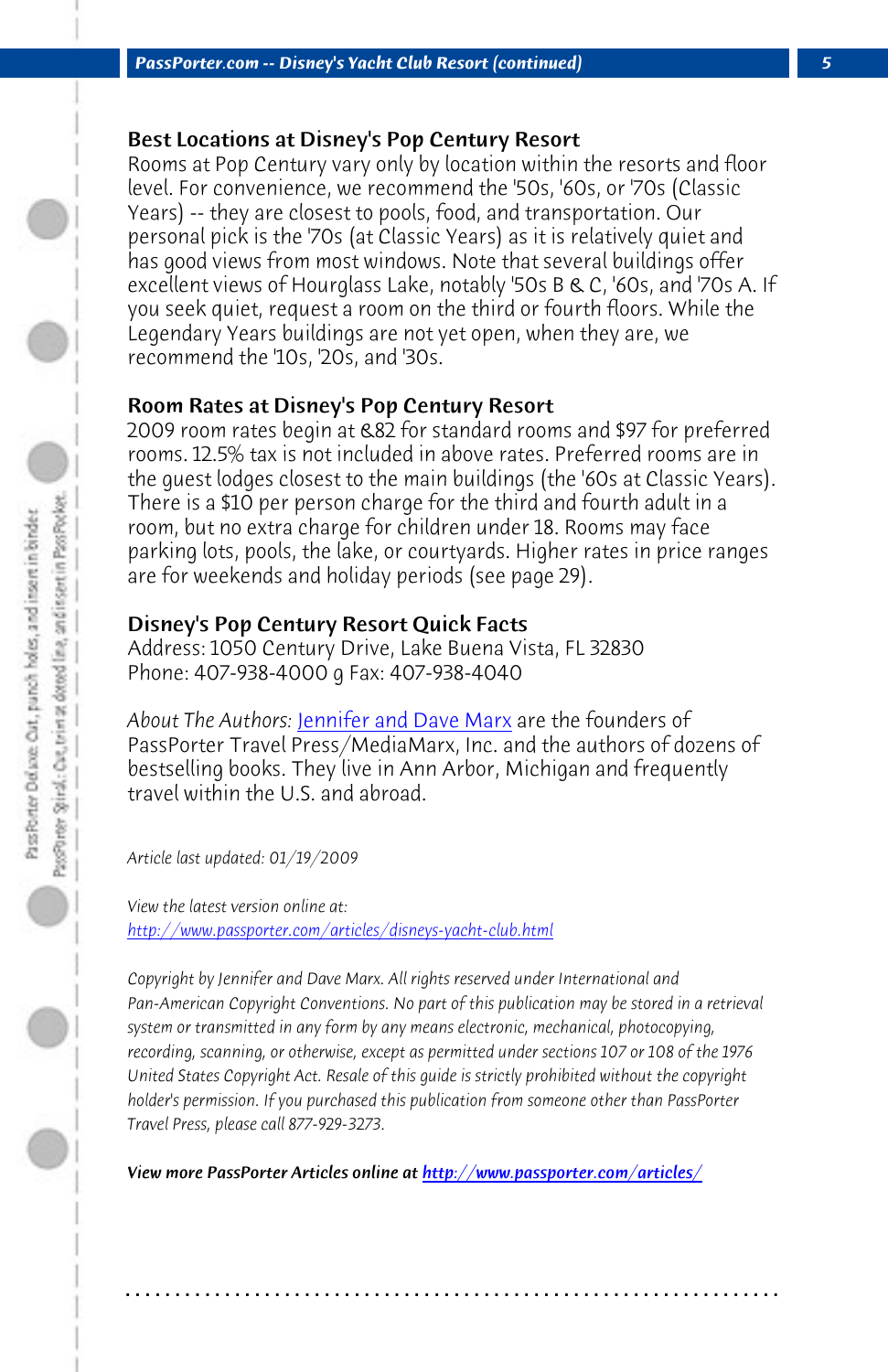### Best Locations at Disney's Pop Century Resort

Rooms at Pop Century vary only by location within the resorts and floor level. For convenience, we recommend the '50s, '60s, or '70s (Classic Years) -- they are closest to pools, food, and transportation. Our personal pick is the '70s (at Classic Years) as it is relatively quiet and has good views from most windows. Note that several buildings offer excellent views of Hourglass Lake, notably '50s B & C, '60s, and '70s A. If you seek quiet, request a room on the third or fourth floors. While the Legendary Years buildings are not yet open, when they are, we recommend the '10s, '20s, and '30s.

### Room Rates at Disney's Pop Century Resort

2009 room rates begin at &82 for standard rooms and $97 for preferred rooms. 12.5% tax is not included in above rates. Preferred rooms are in the guest lodges closest to the main buildings (the '60s at Classic Years). There is a $10 per person charge for the third and fourth adult in a room, but no extra charge for children under 18. Rooms may face parking lots, pools, the lake, or courtyards. Higher rates in price ranges are for weekends and holiday periods (see page 29).

### Disney's Pop Century Resort Quick Facts

Address: 1050 Century Drive, Lake Buena Vista, FL 32830
Phone: 407-938-4000 g Fax: 407-938-4040

*About The Authors:* Jennifer and Dave Marx are the founders of PassPorter Travel Press/MediaMarx, Inc. and the authors of dozens of bestselling books. They live in Ann Arbor, Michigan and frequently travel within the U.S. and abroad.

*Article last updated: 01/19/2009*

*View the latest version online at:*
*http://www.passporter.com/articles/disneys-yacht-club.html*

*Copyright by Jennifer and Dave Marx. All rights reserved under International and Pan-American Copyright Conventions. No part of this publication may be stored in a retrieval system or transmitted in any form by any means electronic, mechanical, photocopying, recording, scanning, or otherwise, except as permitted under sections 107 or 108 of the 1976 United States Copyright Act. Resale of this guide is strictly prohibited without the copyright holder's permission. If you purchased this publication from someone other than PassPorter Travel Press, please call 877-929-3273.*

***View more PassPorter Articles online at http://www.passporter.com/articles/***